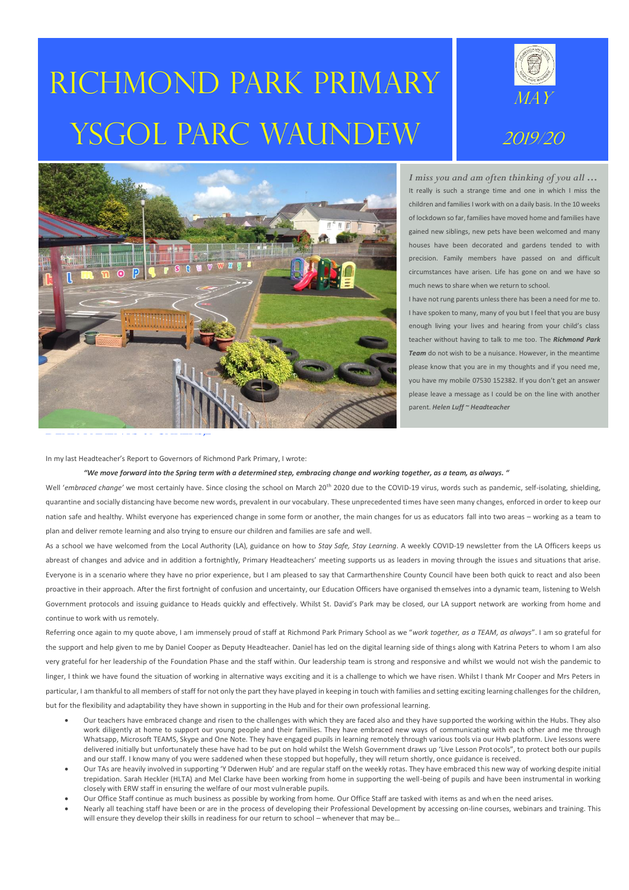# Richmond Park Primary
# Ysgol Parc Waundew

MAY

2019/20

*I miss you and am often thinking of you all …*

It really is such a strange time and one in which I miss the children and families I work with on a daily basis. In the 10 weeks of lockdown so far, families have moved home and families have gained new siblings, new pets have been welcomed and many houses have been decorated and gardens tended to with precision. Family members have passed on and difficult circumstances have arisen. Life has gone on and we have so much news to share when we return to school.

I have not rung parents unless there has been a need for me to. I have spoken to many, many of you but I feel that you are busy enough living your lives and hearing from your child's class teacher without having to talk to me too. The ***Richmond Park Team*** do not wish to be a nuisance. However, in the meantime please know that you are in my thoughts and if you need me, you have my mobile 07530 152382. If you don't get an answer please leave a message as I could be on the line with another parent. ***Helen Luff ~ Headteacher***

In my last Headteacher's Report to Governors of Richmond Park Primary, I wrote:

***"We move forward into the Spring term with a determined step, embracing change and working together, as a team, as always. "***

Well '*embraced change'* we most certainly have. Since closing the school on March 20th 2020 due to the COVID-19 virus, words such as pandemic, self-isolating, shielding, quarantine and socially distancing have become new words, prevalent in our vocabulary. These unprecedented times have seen many changes, enforced in order to keep our nation safe and healthy. Whilst everyone has experienced change in some form or another, the main changes for us as educators fall into two areas – working as a team to plan and deliver remote learning and also trying to ensure our children and families are safe and well.

As a school we have welcomed from the Local Authority (LA), guidance on how to *Stay Safe, Stay Learning*. A weekly COVID-19 newsletter from the LA Officers keeps us abreast of changes and advice and in addition a fortnightly, Primary Headteachers' meeting supports us as leaders in moving through the issues and situations that arise. Everyone is in a scenario where they have no prior experience, but I am pleased to say that Carmarthenshire County Council have been both quick to react and also been proactive in their approach. After the first fortnight of confusion and uncertainty, our Education Officers have organised themselves into a dynamic team, listening to Welsh Government protocols and issuing guidance to Heads quickly and effectively. Whilst St. David's Park may be closed, our LA support network are working from home and continue to work with us remotely.

Referring once again to my quote above, I am immensely proud of staff at Richmond Park Primary School as we "*work together, as a TEAM, as always*". I am so grateful for the support and help given to me by Daniel Cooper as Deputy Headteacher. Daniel has led on the digital learning side of things along with Katrina Peters to whom I am also very grateful for her leadership of the Foundation Phase and the staff within. Our leadership team is strong and responsive and whilst we would not wish the pandemic to linger, I think we have found the situation of working in alternative ways exciting and it is a challenge to which we have risen. Whilst I thank Mr Cooper and Mrs Peters in particular, I am thankful to all members of staff for not only the part they have played in keeping in touch with families and setting exciting learning challenges for the children, but for the flexibility and adaptability they have shown in supporting in the Hub and for their own professional learning.

- Our teachers have embraced change and risen to the challenges with which they are faced also and they have supported the working within the Hubs. They also work diligently at home to support our young people and their families. They have embraced new ways of communicating with each other and me through Whatsapp, Microsoft TEAMS, Skype and One Note. They have engaged pupils in learning remotely through various tools via our Hwb platform. Live lessons were delivered initially but unfortunately these have had to be put on hold whilst the Welsh Government draws up 'Live Lesson Protocols", to protect both our pupils and our staff. I know many of you were saddened when these stopped but hopefully, they will return shortly, once guidance is received.
- Our TAs are heavily involved in supporting 'Y Dderwen Hub' and are regular staff on the weekly rotas. They have embraced this new way of working despite initial trepidation. Sarah Heckler (HLTA) and Mel Clarke have been working from home in supporting the well-being of pupils and have been instrumental in working closely with ERW staff in ensuring the welfare of our most vulnerable pupils.
- Our Office Staff continue as much business as possible by working from home. Our Office Staff are tasked with items as and when the need arises.
- Nearly all teaching staff have been or are in the process of developing their Professional Development by accessing on-line courses, webinars and training. This will ensure they develop their skills in readiness for our return to school – whenever that may be…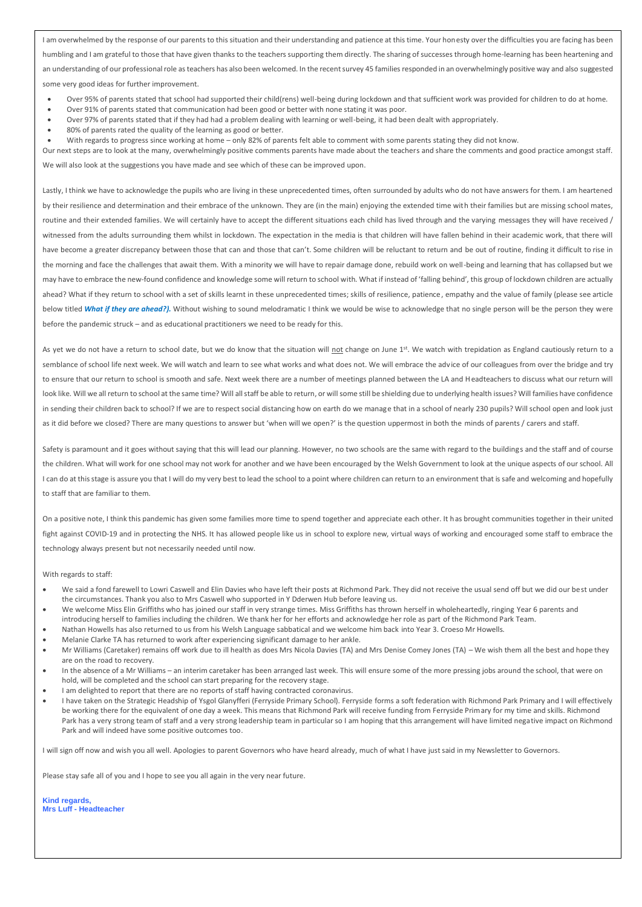I am overwhelmed by the response of our parents to this situation and their understanding and patience at this time. Your honesty over the difficulties you are facing has been humbling and I am grateful to those that have given thanks to the teachers supporting them directly. The sharing of successes through home-learning has been heartening and an understanding of our professional role as teachers has also been welcomed. In the recent survey 45 families responded in an overwhelmingly positive way and also suggested some very good ideas for further improvement.

- Over 95% of parents stated that school had supported their child(rens) well-being during lockdown and that sufficient work was provided for children to do at home.
- Over 91% of parents stated that communication had been good or better with none stating it was poor.
- Over 97% of parents stated that if they had had a problem dealing with learning or well-being, it had been dealt with appropriately.
- 80% of parents rated the quality of the learning as good or better.
- With regards to progress since working at home – only 82% of parents felt able to comment with some parents stating they did not know.

Our next steps are to look at the many, overwhelmingly positive comments parents have made about the teachers and share the comments and good practice amongst staff. We will also look at the suggestions you have made and see which of these can be improved upon.

Lastly, I think we have to acknowledge the pupils who are living in these unprecedented times, often surrounded by adults who do not have answers for them. I am heartened by their resilience and determination and their embrace of the unknown. They are (in the main) enjoying the extended time with their families but are missing school mates, routine and their extended families. We will certainly have to accept the different situations each child has lived through and the varying messages they will have received / witnessed from the adults surrounding them whilst in lockdown. The expectation in the media is that children will have fallen behind in their academic work, that there will have become a greater discrepancy between those that can and those that can't. Some children will be reluctant to return and be out of routine, finding it difficult to rise in the morning and face the challenges that await them. With a minority we will have to repair damage done, rebuild work on well-being and learning that has collapsed but we may have to embrace the new-found confidence and knowledge some will return to school with. What if instead of 'falling behind', this group of lockdown children are actually ahead? What if they return to school with a set of skills learnt in these unprecedented times; skills of resilience, patience, empathy and the value of family (please see article below titled ***What if they are ahead?).*** Without wishing to sound melodramatic I think we would be wise to acknowledge that no single person will be the person they were before the pandemic struck – and as educational practitioners we need to be ready for this.

As yet we do not have a return to school date, but we do know that the situation will not change on June 1st. We watch with trepidation as England cautiously return to a semblance of school life next week. We will watch and learn to see what works and what does not. We will embrace the advice of our colleagues from over the bridge and try to ensure that our return to school is smooth and safe. Next week there are a number of meetings planned between the LA and Headteachers to discuss what our return will look like. Will we all return to school at the same time? Will all staff be able to return, or will some still be shielding due to underlying health issues? Will families have confidence in sending their children back to school? If we are to respect social distancing how on earth do we manage that in a school of nearly 230 pupils? Will school open and look just as it did before we closed? There are many questions to answer but 'when will we open?' is the question uppermost in both the minds of parents / carers and staff.

Safety is paramount and it goes without saying that this will lead our planning. However, no two schools are the same with regard to the buildings and the staff and of course the children. What will work for one school may not work for another and we have been encouraged by the Welsh Government to look at the unique aspects of our school. All I can do at this stage is assure you that I will do my very best to lead the school to a point where children can return to an environment that is safe and welcoming and hopefully to staff that are familiar to them.

On a positive note, I think this pandemic has given some families more time to spend together and appreciate each other. It has brought communities together in their united fight against COVID-19 and in protecting the NHS. It has allowed people like us in school to explore new, virtual ways of working and encouraged some staff to embrace the technology always present but not necessarily needed until now.

With regards to staff:

- We said a fond farewell to Lowri Caswell and Elin Davies who have left their posts at Richmond Park. They did not receive the usual send off but we did our best under the circumstances. Thank you also to Mrs Caswell who supported in Y Dderwen Hub before leaving us.
- We welcome Miss Elin Griffiths who has joined our staff in very strange times. Miss Griffiths has thrown herself in wholeheartedly, ringing Year 6 parents and introducing herself to families including the children. We thank her for her efforts and acknowledge her role as part of the Richmond Park Team.
- Nathan Howells has also returned to us from his Welsh Language sabbatical and we welcome him back into Year 3. Croeso Mr Howells.
- Melanie Clarke TA has returned to work after experiencing significant damage to her ankle.
- Mr Williams (Caretaker) remains off work due to ill health as does Mrs Nicola Davies (TA) and Mrs Denise Comey Jones (TA) – We wish them all the best and hope they are on the road to recovery.
- In the absence of a Mr Williams – an interim caretaker has been arranged last week. This will ensure some of the more pressing jobs around the school, that were on hold, will be completed and the school can start preparing for the recovery stage.
- I am delighted to report that there are no reports of staff having contracted coronavirus.
- I have taken on the Strategic Headship of Ysgol Glanyfferi (Ferryside Primary School). Ferryside forms a soft federation with Richmond Park Primary and I will effectively be working there for the equivalent of one day a week. This means that Richmond Park will receive funding from Ferryside Primary for my time and skills. Richmond Park has a very strong team of staff and a very strong leadership team in particular so I am hoping that this arrangement will have limited negative impact on Richmond Park and will indeed have some positive outcomes too.

I will sign off now and wish you all well. Apologies to parent Governors who have heard already, much of what I have just said in my Newsletter to Governors.

Please stay safe all of you and I hope to see you all again in the very near future.

**Kind regards,**
**Mrs Luff - Headteacher**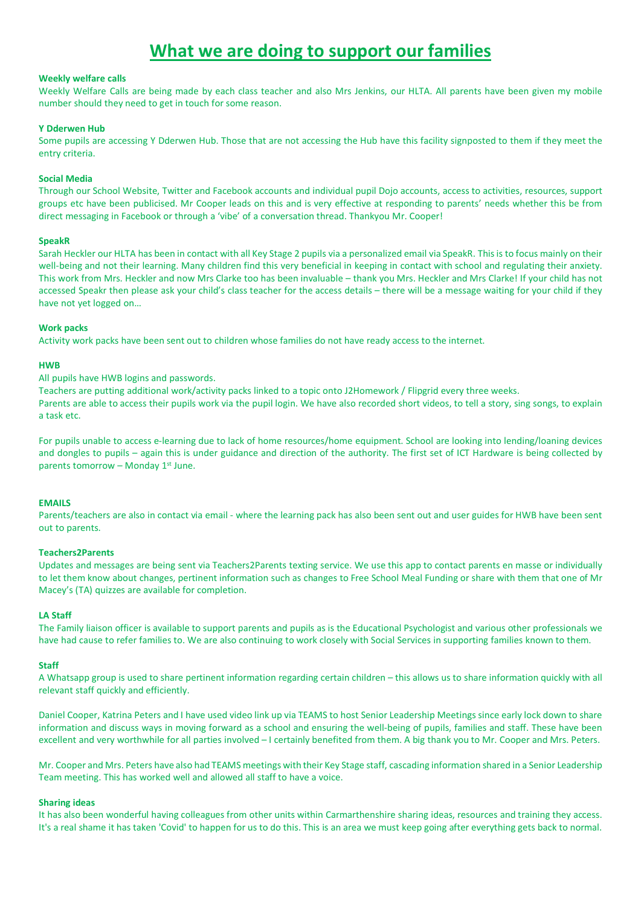# What we are doing to support our families

**Weekly welfare calls**

Weekly Welfare Calls are being made by each class teacher and also Mrs Jenkins, our HLTA. All parents have been given my mobile number should they need to get in touch for some reason.

**Y Dderwen Hub**

Some pupils are accessing Y Dderwen Hub. Those that are not accessing the Hub have this facility signposted to them if they meet the entry criteria.

**Social Media**

Through our School Website, Twitter and Facebook accounts and individual pupil Dojo accounts, access to activities, resources, support groups etc have been publicised. Mr Cooper leads on this and is very effective at responding to parents' needs whether this be from direct messaging in Facebook or through a 'vibe' of a conversation thread. Thankyou Mr. Cooper!

**SpeakR**

Sarah Heckler our HLTA has been in contact with all Key Stage 2 pupils via a personalized email via SpeakR. This is to focus mainly on their well-being and not their learning. Many children find this very beneficial in keeping in contact with school and regulating their anxiety. This work from Mrs. Heckler and now Mrs Clarke too has been invaluable – thank you Mrs. Heckler and Mrs Clarke! If your child has not accessed Speakr then please ask your child's class teacher for the access details – there will be a message waiting for your child if they have not yet logged on…

**Work packs**

Activity work packs have been sent out to children whose families do not have ready access to the internet.

**HWB**

All pupils have HWB logins and passwords.
Teachers are putting additional work/activity packs linked to a topic onto J2Homework / Flipgrid every three weeks.
Parents are able to access their pupils work via the pupil login. We have also recorded short videos, to tell a story, sing songs, to explain a task etc.

For pupils unable to access e-learning due to lack of home resources/home equipment. School are looking into lending/loaning devices and dongles to pupils – again this is under guidance and direction of the authority. The first set of ICT Hardware is being collected by parents tomorrow – Monday 1st June.

**EMAILS**

Parents/teachers are also in contact via email - where the learning pack has also been sent out and user guides for HWB have been sent out to parents.

**Teachers2Parents**

Updates and messages are being sent via Teachers2Parents texting service. We use this app to contact parents en masse or individually to let them know about changes, pertinent information such as changes to Free School Meal Funding or share with them that one of Mr Macey's (TA) quizzes are available for completion.

**LA Staff**

The Family liaison officer is available to support parents and pupils as is the Educational Psychologist and various other professionals we have had cause to refer families to. We are also continuing to work closely with Social Services in supporting families known to them.

**Staff**

A Whatsapp group is used to share pertinent information regarding certain children – this allows us to share information quickly with all relevant staff quickly and efficiently.

Daniel Cooper, Katrina Peters and I have used video link up via TEAMS to host Senior Leadership Meetings since early lock down to share information and discuss ways in moving forward as a school and ensuring the well-being of pupils, families and staff. These have been excellent and very worthwhile for all parties involved – I certainly benefited from them. A big thank you to Mr. Cooper and Mrs. Peters.

Mr. Cooper and Mrs. Peters have also had TEAMS meetings with their Key Stage staff, cascading information shared in a Senior Leadership Team meeting. This has worked well and allowed all staff to have a voice.

**Sharing ideas**

It has also been wonderful having colleagues from other units within Carmarthenshire sharing ideas, resources and training they access. It's a real shame it has taken 'Covid' to happen for us to do this. This is an area we must keep going after everything gets back to normal.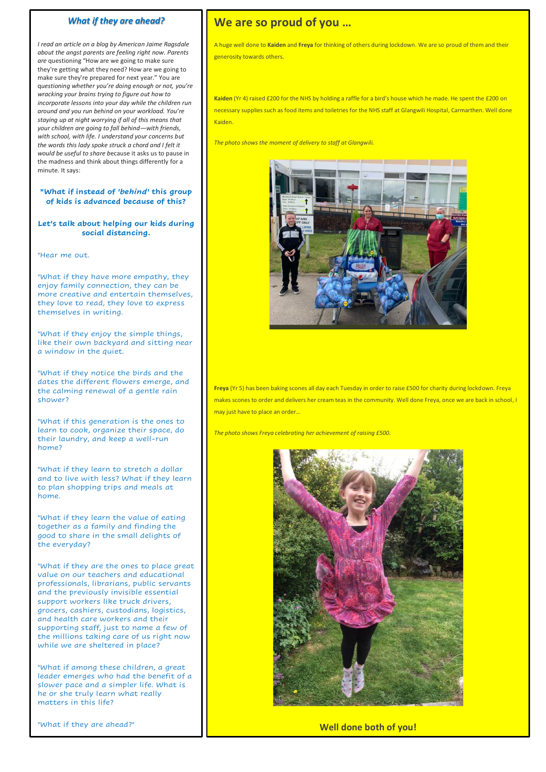### *What if they are ahead?*

*I read an article on a blog by American Jaime Ragsdale about the angst parents are feeling right now. Parents are questioning "How are we going to make sure they're getting what they need? How are we going to make sure they're prepared for next year." You are questioning whether you're doing enough or not, you're wracking your brains trying to figure out how to incorporate lessons into your day while the children run around and you run behind on your workload. You're staying up at night worrying if all of this means that your children are going to fall behind—with friends, with school, with life. I understand your concerns but the words this lady spoke struck a chord and I felt it would be useful to share* because it asks us to pause in the madness and think about things differently for a minute. It says:

**"What if instead of *'behind'* this group of kids is advanced because of this?**

**Let's talk about helping our kids during social distancing.**

"Hear me out.

"What if they have more empathy, they enjoy family connection, they can be more creative and entertain themselves, they love to read, they love to express themselves in writing.

"What if they enjoy the simple things, like their own backyard and sitting near a window in the quiet.

"What if they notice the birds and the dates the different flowers emerge, and the calming renewal of a gentle rain shower?

"What if this generation is the ones to learn to cook, organize their space, do their laundry, and keep a well-run home?

"What if they learn to stretch a dollar and to live with less? What if they learn to plan shopping trips and meals at home.

"What if they learn the value of eating together as a family and finding the good to share in the small delights of the everyday?

"What if they are the ones to place great value on our teachers and educational professionals, librarians, public servants and the previously invisible essential support workers like truck drivers, grocers, cashiers, custodians, logistics, and health care workers and their supporting staff, just to name a few of the millions taking care of us right now while we are sheltered in place?

"What if among these children, a great leader emerges who had the benefit of a slower pace and a simpler life. What is he or she truly learn what really matters in this life?

"What if they are ahead?"

## We are so proud of you …

A huge well done to **Kaiden** and **Freya** for thinking of others during lockdown. We are so proud of them and their generosity towards others.

**Kaiden** (Yr 4) raised £200 for the NHS by holding a raffle for a bird's house which he made. He spent the £200 on necessary supplies such as food items and toiletries for the NHS staff at Glangwili Hospital, Carmarthen. Well done Kaiden.

*The photo shows the moment of delivery to staff at Glangwili.*

**Freya** (Yr 5) has been baking scones all day each Tuesday in order to raise £500 for charity during lockdown. Freya makes scones to order and delivers her cream teas in the community. Well done Freya, once we are back in school, I may just have to place an order…

*The photo shows Freya celebrating her achievement of raising £500.*

**Well done both of you!**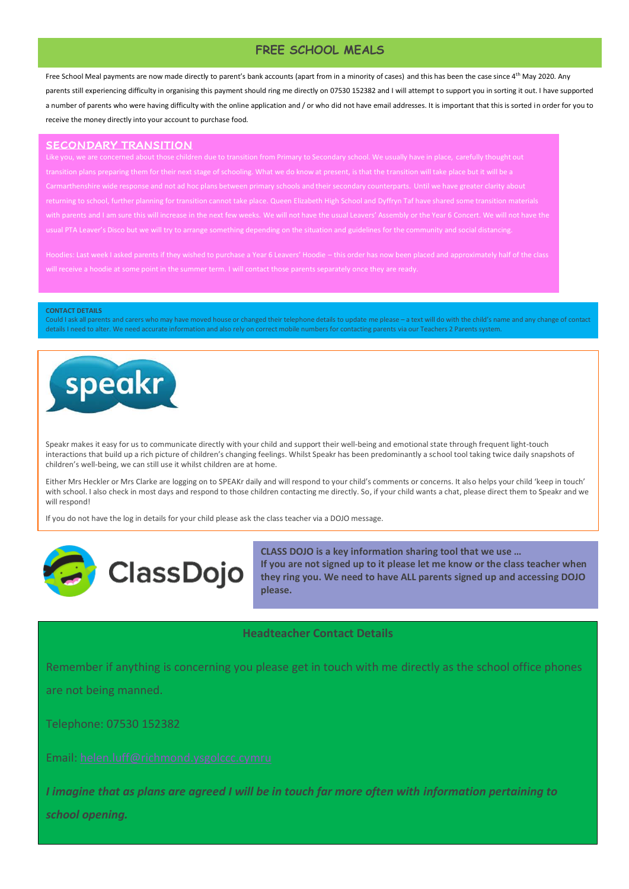## FREE SCHOOL MEALS

Free School Meal payments are now made directly to parent's bank accounts (apart from in a minority of cases) and this has been the case since 4th May 2020. Any parents still experiencing difficulty in organising this payment should ring me directly on 07530 152382 and I will attempt to support you in sorting it out. I have supported a number of parents who were having difficulty with the online application and / or who did not have email addresses. It is important that this is sorted in order for you to receive the money directly into your account to purchase food.

## SECONDARY TRANSITION

Like you, we are concerned about those children due to transition from Primary to Secondary school. We usually have in place, carefully thought out transition plans preparing them for their next stage of schooling. What we do know at present, is that the transition will take place but it will be a Carmarthenshire wide response and not ad hoc plans between primary schools and their secondary counterparts. Until we have greater clarity about returning to school, further planning for transition cannot take place. Queen Elizabeth High School and Dyffryn Taf have shared some transition materials with parents and I am sure this will increase in the next few weeks. We will not have the usual Leavers' Assembly or the Year 6 Concert. We will not have the usual PTA Leaver's Disco but we will try to arrange something depending on the situation and guidelines for the community and social distancing.

Hoodies: Last week I asked parents if they wished to purchase a Year 6 Leavers' Hoodie – this order has now been placed and approximately half of the class will receive a hoodie at some point in the summer term. I will contact those parents separately once they are ready.

**CONTACT DETAILS**

Could I ask all parents and carers who may have moved house or changed their telephone details to update me please – a text will do with the child's name and any change of contact details I need to alter. We need accurate information and also rely on correct mobile numbers for contacting parents via our Teachers 2 Parents system.

speakr

Speakr makes it easy for us to communicate directly with your child and support their well-being and emotional state through frequent light-touch interactions that build up a rich picture of children's changing feelings. Whilst Speakr has been predominantly a school tool taking twice daily snapshots of children's well-being, we can still use it whilst children are at home.

Either Mrs Heckler or Mrs Clarke are logging on to SPEAKr daily and will respond to your child's comments or concerns. It also helps your child 'keep in touch' with school. I also check in most days and respond to those children contacting me directly. So, if your child wants a chat, please direct them to Speakr and we will respond!

If you do not have the log in details for your child please ask the class teacher via a DOJO message.

ClassDojo

**CLASS DOJO is a key information sharing tool that we use … If you are not signed up to it please let me know or the class teacher when they ring you. We need to have ALL parents signed up and accessing DOJO please.**

### Headteacher Contact Details

Remember if anything is concerning you please get in touch with me directly as the school office phones are not being manned.

Telephone: 07530 152382

Email: helen.luff@richmond.ysgolccc.cymru

***I imagine that as plans are agreed I will be in touch far more often with information pertaining to school opening.***